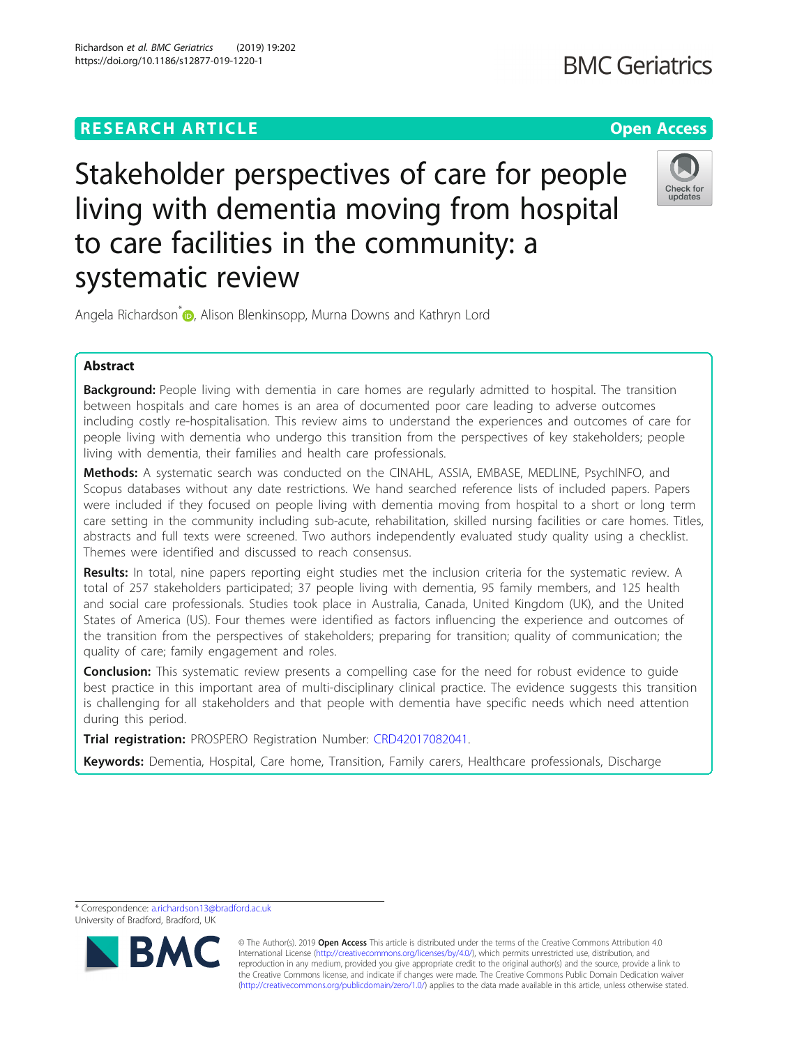RESEARCH ARTICLE

Open Access

# Stakeholder perspectives of care for people living with dementia moving from hospital to care facilities in the community: a systematic review

Angela Richardson*, Alison Blenkinsopp, Murna Downs and Kathryn Lord

## Abstract

**Background:** People living with dementia in care homes are regularly admitted to hospital. The transition between hospitals and care homes is an area of documented poor care leading to adverse outcomes including costly re-hospitalisation. This review aims to understand the experiences and outcomes of care for people living with dementia who undergo this transition from the perspectives of key stakeholders; people living with dementia, their families and health care professionals.

**Methods:** A systematic search was conducted on the CINAHL, ASSIA, EMBASE, MEDLINE, PsychINFO, and Scopus databases without any date restrictions. We hand searched reference lists of included papers. Papers were included if they focused on people living with dementia moving from hospital to a short or long term care setting in the community including sub-acute, rehabilitation, skilled nursing facilities or care homes. Titles, abstracts and full texts were screened. Two authors independently evaluated study quality using a checklist. Themes were identified and discussed to reach consensus.

**Results:** In total, nine papers reporting eight studies met the inclusion criteria for the systematic review. A total of 257 stakeholders participated; 37 people living with dementia, 95 family members, and 125 health and social care professionals. Studies took place in Australia, Canada, United Kingdom (UK), and the United States of America (US). Four themes were identified as factors influencing the experience and outcomes of the transition from the perspectives of stakeholders; preparing for transition; quality of communication; the quality of care; family engagement and roles.

**Conclusion:** This systematic review presents a compelling case for the need for robust evidence to guide best practice in this important area of multi-disciplinary clinical practice. The evidence suggests this transition is challenging for all stakeholders and that people with dementia have specific needs which need attention during this period.

**Trial registration:** PROSPERO Registration Number: CRD42017082041.

**Keywords:** Dementia, Hospital, Care home, Transition, Family carers, Healthcare professionals, Discharge

* Correspondence: a.richardson13@bradford.ac.uk
University of Bradford, Bradford, UK

© The Author(s). 2019 **Open Access** This article is distributed under the terms of the Creative Commons Attribution 4.0 International License (http://creativecommons.org/licenses/by/4.0/), which permits unrestricted use, distribution, and reproduction in any medium, provided you give appropriate credit to the original author(s) and the source, provide a link to the Creative Commons license, and indicate if changes were made. The Creative Commons Public Domain Dedication waiver (http://creativecommons.org/publicdomain/zero/1.0/) applies to the data made available in this article, unless otherwise stated.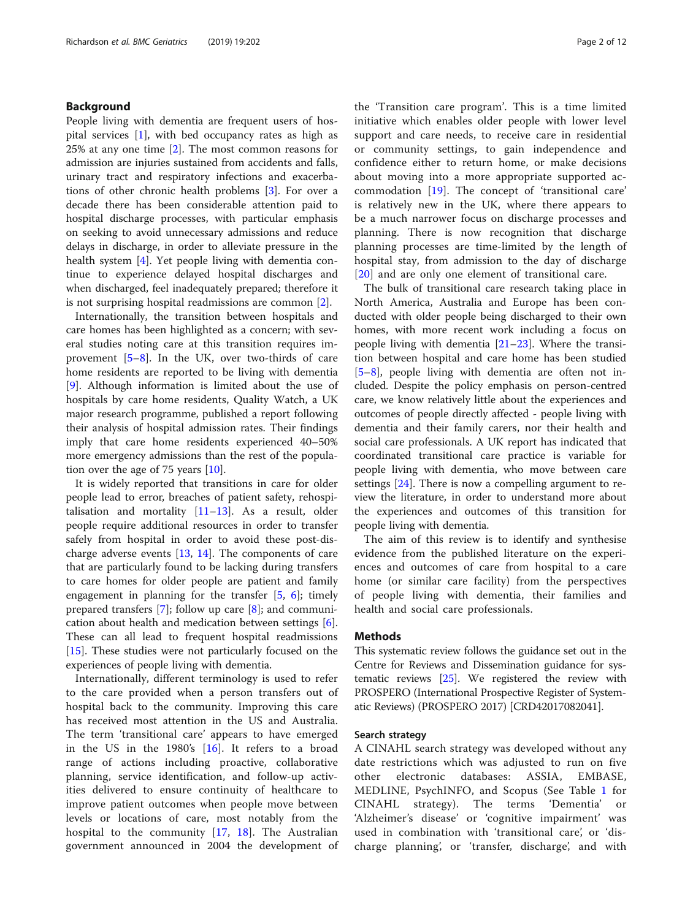## Background

People living with dementia are frequent users of hospital services [1], with bed occupancy rates as high as 25% at any one time [2]. The most common reasons for admission are injuries sustained from accidents and falls, urinary tract and respiratory infections and exacerbations of other chronic health problems [3]. For over a decade there has been considerable attention paid to hospital discharge processes, with particular emphasis on seeking to avoid unnecessary admissions and reduce delays in discharge, in order to alleviate pressure in the health system [4]. Yet people living with dementia continue to experience delayed hospital discharges and when discharged, feel inadequately prepared; therefore it is not surprising hospital readmissions are common [2].

Internationally, the transition between hospitals and care homes has been highlighted as a concern; with several studies noting care at this transition requires improvement [5–8]. In the UK, over two-thirds of care home residents are reported to be living with dementia [9]. Although information is limited about the use of hospitals by care home residents, Quality Watch, a UK major research programme, published a report following their analysis of hospital admission rates. Their findings imply that care home residents experienced 40–50% more emergency admissions than the rest of the population over the age of 75 years [10].

It is widely reported that transitions in care for older people lead to error, breaches of patient safety, rehospitalisation and mortality [11–13]. As a result, older people require additional resources in order to transfer safely from hospital in order to avoid these post-discharge adverse events [13, 14]. The components of care that are particularly found to be lacking during transfers to care homes for older people are patient and family engagement in planning for the transfer [5, 6]; timely prepared transfers [7]; follow up care [8]; and communication about health and medication between settings [6]. These can all lead to frequent hospital readmissions [15]. These studies were not particularly focused on the experiences of people living with dementia.

Internationally, different terminology is used to refer to the care provided when a person transfers out of hospital back to the community. Improving this care has received most attention in the US and Australia. The term 'transitional care' appears to have emerged in the US in the 1980's [16]. It refers to a broad range of actions including proactive, collaborative planning, service identification, and follow-up activities delivered to ensure continuity of healthcare to improve patient outcomes when people move between levels or locations of care, most notably from the hospital to the community [17, 18]. The Australian government announced in 2004 the development of the 'Transition care program'. This is a time limited initiative which enables older people with lower level support and care needs, to receive care in residential or community settings, to gain independence and confidence either to return home, or make decisions about moving into a more appropriate supported accommodation [19]. The concept of 'transitional care' is relatively new in the UK, where there appears to be a much narrower focus on discharge processes and planning. There is now recognition that discharge planning processes are time-limited by the length of hospital stay, from admission to the day of discharge [20] and are only one element of transitional care.

The bulk of transitional care research taking place in North America, Australia and Europe has been conducted with older people being discharged to their own homes, with more recent work including a focus on people living with dementia [21–23]. Where the transition between hospital and care home has been studied [5–8], people living with dementia are often not included. Despite the policy emphasis on person-centred care, we know relatively little about the experiences and outcomes of people directly affected - people living with dementia and their family carers, nor their health and social care professionals. A UK report has indicated that coordinated transitional care practice is variable for people living with dementia, who move between care settings [24]. There is now a compelling argument to review the literature, in order to understand more about the experiences and outcomes of this transition for people living with dementia.

The aim of this review is to identify and synthesise evidence from the published literature on the experiences and outcomes of care from hospital to a care home (or similar care facility) from the perspectives of people living with dementia, their families and health and social care professionals.

## Methods

This systematic review follows the guidance set out in the Centre for Reviews and Dissemination guidance for systematic reviews [25]. We registered the review with PROSPERO (International Prospective Register of Systematic Reviews) (PROSPERO 2017) [CRD42017082041].

### Search strategy

A CINAHL search strategy was developed without any date restrictions which was adjusted to run on five other electronic databases: ASSIA, EMBASE, MEDLINE, PsychINFO, and Scopus (See Table 1 for CINAHL strategy). The terms 'Dementia' or 'Alzheimer's disease' or 'cognitive impairment' was used in combination with 'transitional care', or 'discharge planning', or 'transfer, discharge', and with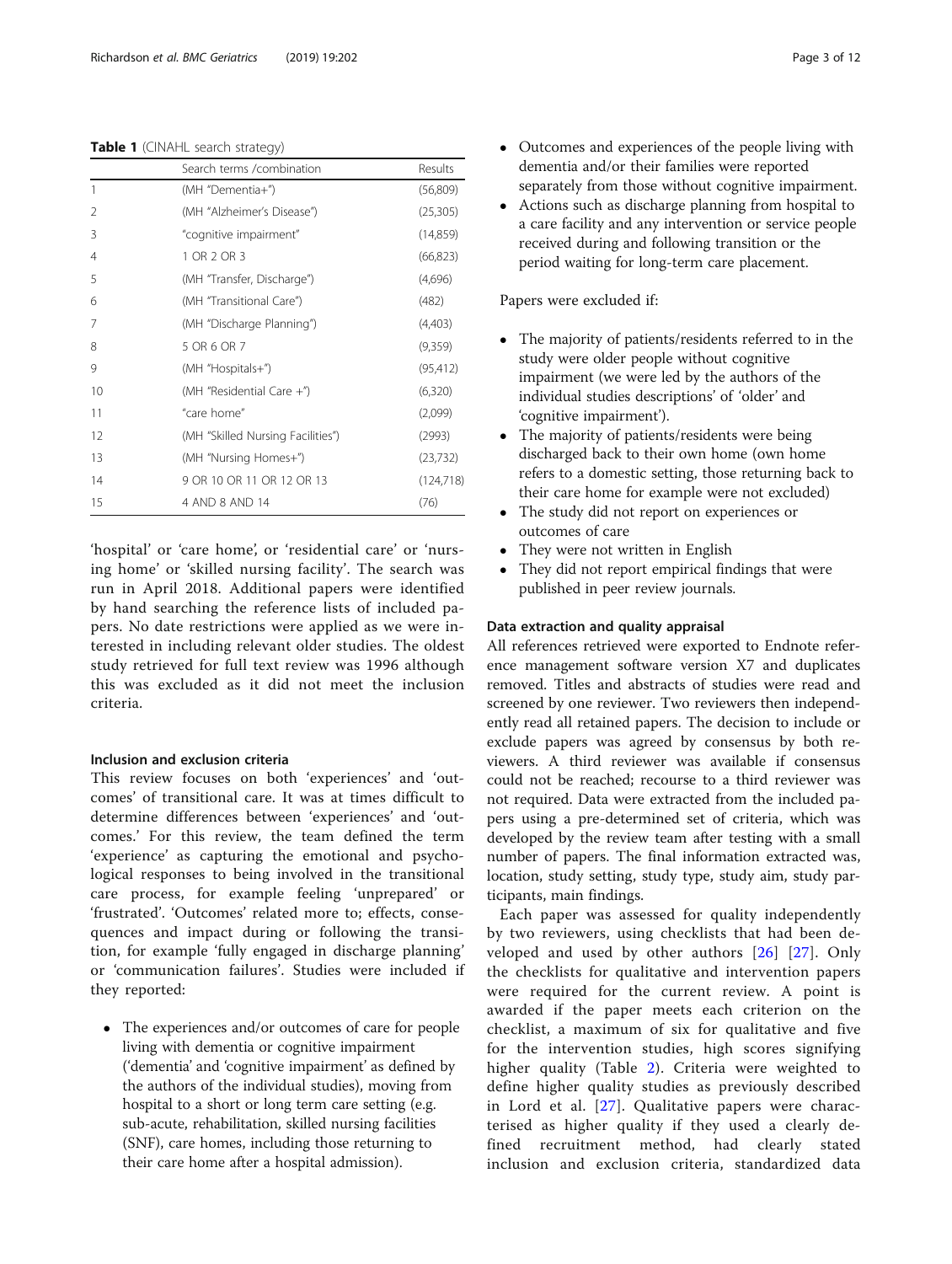**Table 1** (CINAHL search strategy)

| | Search terms /combination | Results |
|---|---|---|
| 1 | (MH "Dementia+") | (56,809) |
| 2 | (MH "Alzheimer's Disease") | (25,305) |
| 3 | "cognitive impairment" | (14,859) |
| 4 | 1 OR 2 OR 3 | (66,823) |
| 5 | (MH "Transfer, Discharge") | (4,696) |
| 6 | (MH "Transitional Care") | (482) |
| 7 | (MH "Discharge Planning") | (4,403) |
| 8 | 5 OR 6 OR 7 | (9,359) |
| 9 | (MH "Hospitals+") | (95,412) |
| 10 | (MH "Residential Care +") | (6,320) |
| 11 | "care home" | (2,099) |
| 12 | (MH "Skilled Nursing Facilities") | (2993) |
| 13 | (MH "Nursing Homes+") | (23,732) |
| 14 | 9 OR 10 OR 11 OR 12 OR 13 | (124,718) |
| 15 | 4 AND 8 AND 14 | (76) |

'hospital' or 'care home', or 'residential care' or 'nursing home' or 'skilled nursing facility'. The search was run in April 2018. Additional papers were identified by hand searching the reference lists of included papers. No date restrictions were applied as we were interested in including relevant older studies. The oldest study retrieved for full text review was 1996 although this was excluded as it did not meet the inclusion criteria.

### Inclusion and exclusion criteria

This review focuses on both 'experiences' and 'outcomes' of transitional care. It was at times difficult to determine differences between 'experiences' and 'outcomes.' For this review, the team defined the term 'experience' as capturing the emotional and psychological responses to being involved in the transitional care process, for example feeling 'unprepared' or 'frustrated'. 'Outcomes' related more to; effects, consequences and impact during or following the transition, for example 'fully engaged in discharge planning' or 'communication failures'. Studies were included if they reported:

- The experiences and/or outcomes of care for people living with dementia or cognitive impairment ('dementia' and 'cognitive impairment' as defined by the authors of the individual studies), moving from hospital to a short or long term care setting (e.g. sub-acute, rehabilitation, skilled nursing facilities (SNF), care homes, including those returning to their care home after a hospital admission).
- Outcomes and experiences of the people living with dementia and/or their families were reported separately from those without cognitive impairment.
- Actions such as discharge planning from hospital to a care facility and any intervention or service people received during and following transition or the period waiting for long-term care placement.

Papers were excluded if:

- The majority of patients/residents referred to in the study were older people without cognitive impairment (we were led by the authors of the individual studies descriptions' of 'older' and 'cognitive impairment').
- The majority of patients/residents were being discharged back to their own home (own home refers to a domestic setting, those returning back to their care home for example were not excluded)
- The study did not report on experiences or outcomes of care
- They were not written in English
- They did not report empirical findings that were published in peer review journals.

### Data extraction and quality appraisal

All references retrieved were exported to Endnote reference management software version X7 and duplicates removed. Titles and abstracts of studies were read and screened by one reviewer. Two reviewers then independently read all retained papers. The decision to include or exclude papers was agreed by consensus by both reviewers. A third reviewer was available if consensus could not be reached; recourse to a third reviewer was not required. Data were extracted from the included papers using a pre-determined set of criteria, which was developed by the review team after testing with a small number of papers. The final information extracted was, location, study setting, study type, study aim, study participants, main findings.

Each paper was assessed for quality independently by two reviewers, using checklists that had been developed and used by other authors [26] [27]. Only the checklists for qualitative and intervention papers were required for the current review. A point is awarded if the paper meets each criterion on the checklist, a maximum of six for qualitative and five for the intervention studies, high scores signifying higher quality (Table 2). Criteria were weighted to define higher quality studies as previously described in Lord et al. [27]. Qualitative papers were characterised as higher quality if they used a clearly defined recruitment method, had clearly stated inclusion and exclusion criteria, standardized data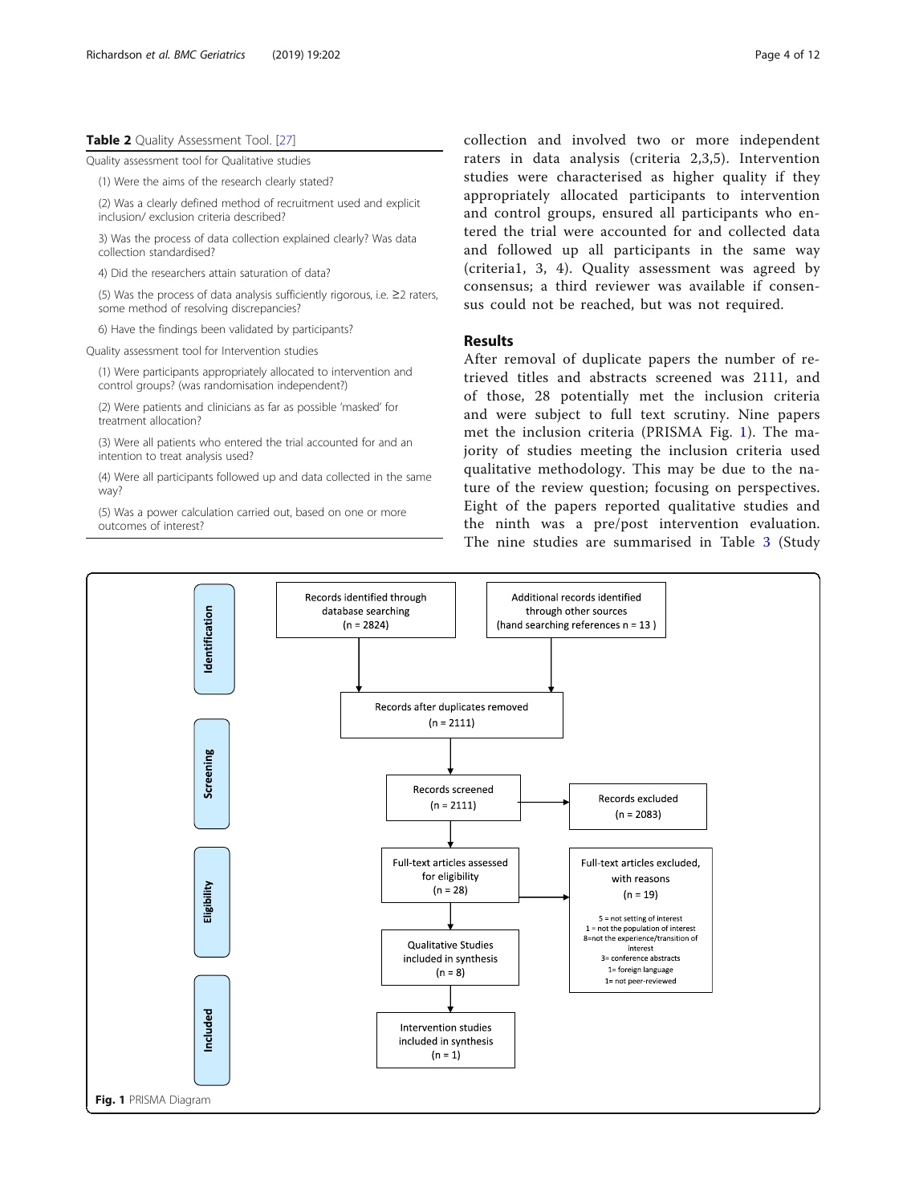**Table 2** Quality Assessment Tool. [27]

| Quality assessment tool for Qualitative studies |
| --- |
| (1) Were the aims of the research clearly stated? |
| (2) Was a clearly defined method of recruitment used and explicit inclusion/ exclusion criteria described? |
| 3) Was the process of data collection explained clearly? Was data collection standardised? |
| 4) Did the researchers attain saturation of data? |
| (5) Was the process of data analysis sufficiently rigorous, i.e. ≥2 raters, some method of resolving discrepancies? |
| 6) Have the findings been validated by participants? |
| **Quality assessment tool for Intervention studies** |
| (1) Were participants appropriately allocated to intervention and control groups? (was randomisation independent?) |
| (2) Were patients and clinicians as far as possible 'masked' for treatment allocation? |
| (3) Were all patients who entered the trial accounted for and an intention to treat analysis used? |
| (4) Were all participants followed up and data collected in the same way? |
| (5) Was a power calculation carried out, based on one or more outcomes of interest? |

collection and involved two or more independent raters in data analysis (criteria 2,3,5). Intervention studies were characterised as higher quality if they appropriately allocated participants to intervention and control groups, ensured all participants who entered the trial were accounted for and collected data and followed up all participants in the same way (criteria1, 3, 4). Quality assessment was agreed by consensus; a third reviewer was available if consensus could not be reached, but was not required.

## Results

After removal of duplicate papers the number of retrieved titles and abstracts screened was 2111, and of those, 28 potentially met the inclusion criteria and were subject to full text scrutiny. Nine papers met the inclusion criteria (PRISMA Fig. 1). The majority of studies meeting the inclusion criteria used qualitative methodology. This may be due to the nature of the review question; focusing on perspectives. Eight of the papers reported qualitative studies and the ninth was a pre/post intervention evaluation. The nine studies are summarised in Table 3 (Study

**Identification**
- Records identified through database searching (n = 2824)
- Additional records identified through other sources (hand searching references n = 13 )

**Screening**
- Records after duplicates removed (n = 2111)
- Records screened (n = 2111)
- Records excluded (n = 2083)

**Eligibility**
- Full-text articles assessed for eligibility (n = 28)
- Full-text articles excluded, with reasons (n = 19)
  - 5 = not setting of interest
  - 1 = not the population of interest
  - 8=not the experience/transition of interest
  - 3= conference abstracts
  - 1= foreign language
  - 1= not peer-reviewed

**Included**
- Qualitative Studies included in synthesis (n = 8)
- Intervention studies included in synthesis (n = 1)

**Fig. 1** PRISMA Diagram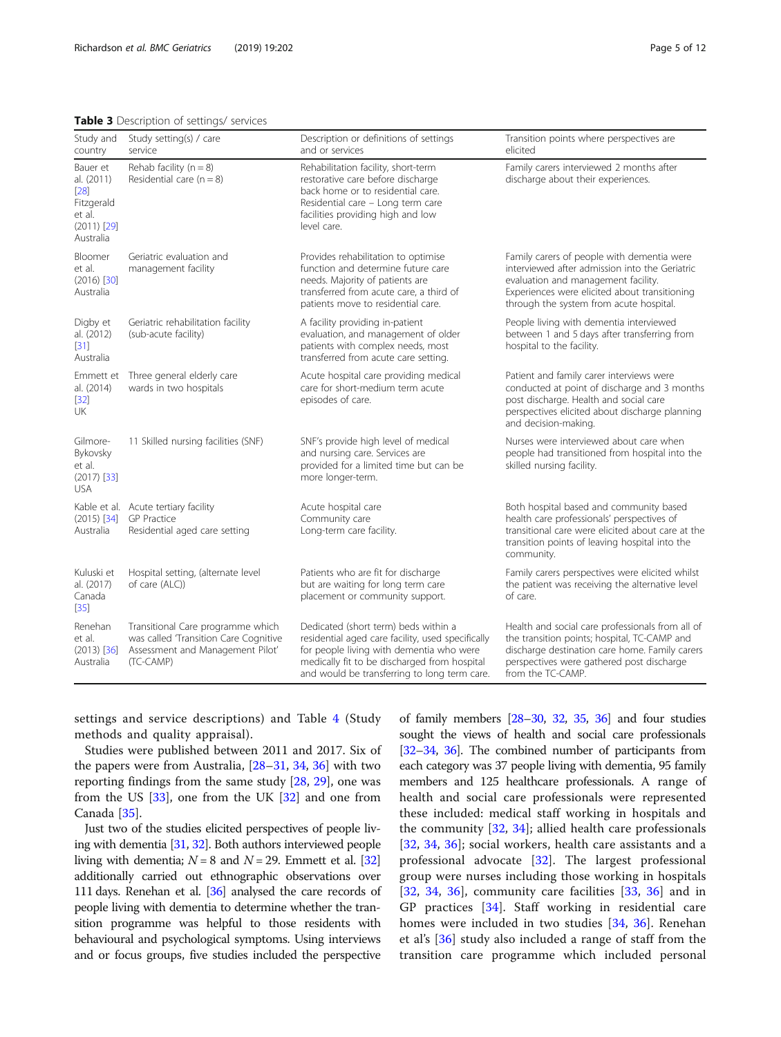**Table 3** Description of settings/ services

| Study and country | Study setting(s) / care service | Description or definitions of settings and or services | Transition points where perspectives are elicited |
|---|---|---|---|
| Bauer et al. (2011) [28] Fitzgerald et al. (2011) [29] Australia | Rehab facility (n = 8) Residential care (n = 8) | Rehabilitation facility, short-term restorative care before discharge back home or to residential care. Residential care – Long term care facilities providing high and low level care. | Family carers interviewed 2 months after discharge about their experiences. |
| Bloomer et al. (2016) [30] Australia | Geriatric evaluation and management facility | Provides rehabilitation to optimise function and determine future care needs. Majority of patients are transferred from acute care, a third of patients move to residential care. | Family carers of people with dementia were interviewed after admission into the Geriatric evaluation and management facility. Experiences were elicited about transitioning through the system from acute hospital. |
| Digby et al. (2012) [31] Australia | Geriatric rehabilitation facility (sub-acute facility) | A facility providing in-patient evaluation, and management of older patients with complex needs, most transferred from acute care setting. | People living with dementia interviewed between 1 and 5 days after transferring from hospital to the facility. |
| Emmett et al. (2014) [32] UK | Three general elderly care wards in two hospitals | Acute hospital care providing medical care for short-medium term acute episodes of care. | Patient and family carer interviews were conducted at point of discharge and 3 months post discharge. Health and social care perspectives elicited about discharge planning and decision-making. |
| Gilmore-Bykovsky et al. (2017) [33] USA | 11 Skilled nursing facilities (SNF) | SNF's provide high level of medical and nursing care. Services are provided for a limited time but can be more longer-term. | Nurses were interviewed about care when people had transitioned from hospital into the skilled nursing facility. |
| Kable et al. (2015) [34] Australia | Acute tertiary facility GP Practice Residential aged care setting | Acute hospital care Community care Long-term care facility. | Both hospital based and community based health care professionals' perspectives of transitional care were elicited about care at the transition points of leaving hospital into the community. |
| Kuluski et al. (2017) Canada [35] | Hospital setting, (alternate level of care (ALC)) | Patients who are fit for discharge but are waiting for long term care placement or community support. | Family carers perspectives were elicited whilst the patient was receiving the alternative level of care. |
| Renehan et al. (2013) [36] Australia | Transitional Care programme which was called 'Transition Care Cognitive Assessment and Management Pilot' (TC-CAMP) | Dedicated (short term) beds within a residential aged care facility, used specifically for people living with dementia who were medically fit to be discharged from hospital and would be transferring to long term care. | Health and social care professionals from all of the transition points; hospital, TC-CAMP and discharge destination care home. Family carers perspectives were gathered post discharge from the TC-CAMP. |

settings and service descriptions) and Table 4 (Study methods and quality appraisal).

Studies were published between 2011 and 2017. Six of the papers were from Australia, [28–31, 34, 36] with two reporting findings from the same study [28, 29], one was from the US [33], one from the UK [32] and one from Canada [35].

Just two of the studies elicited perspectives of people living with dementia [31, 32]. Both authors interviewed people living with dementia; $N = 8$ and $N = 29$. Emmett et al. [32] additionally carried out ethnographic observations over 111 days. Renehan et al. [36] analysed the care records of people living with dementia to determine whether the transition programme was helpful to those residents with behavioural and psychological symptoms. Using interviews and or focus groups, five studies included the perspective of family members [28–30, 32, 35, 36] and four studies sought the views of health and social care professionals [32–34, 36]. The combined number of participants from each category was 37 people living with dementia, 95 family members and 125 healthcare professionals. A range of health and social care professionals were represented these included: medical staff working in hospitals and the community [32, 34]; allied health care professionals [32, 34, 36]; social workers, health care assistants and a professional advocate [32]. The largest professional group were nurses including those working in hospitals [32, 34, 36], community care facilities [33, 36] and in GP practices [34]. Staff working in residential care homes were included in two studies [34, 36]. Renehan et al's [36] study also included a range of staff from the transition care programme which included personal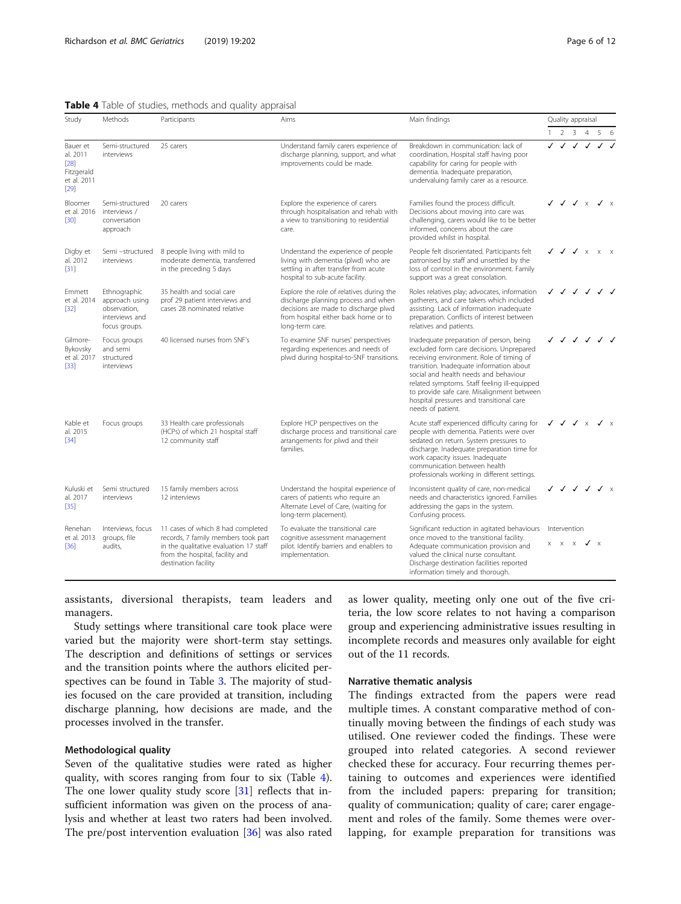**Table 4** Table of studies, methods and quality appraisal

| Study | Methods | Participants | Aims | Main findings | Quality appraisal | | | | | |
|---|---|---|---|---|---|---|---|---|---|---|
| | | | | | 1 | 2 | 3 | 4 | 5 | 6 |
| Bauer et al. 2011 [28] Fitzgerald et al. 2011 [29] | Semi-structured interviews | 25 carers | Understand family carers experience of discharge planning, support, and what improvements could be made. | Breakdown in communication: lack of coordination, Hospital staff having poor capability for caring for people with dementia. Inadequate preparation, undervaluing family carer as a resource. | ✓ | ✓ | ✓ | ✓ | ✓ | ✓ |
| Bloomer et al. 2016 [30] | Semi-structured interviews / conversation approach | 20 carers | Explore the experience of carers through hospitalisation and rehab with a view to transitioning to residential care. | Families found the process difficult. Decisions about moving into care was challenging, carers would like to be better informed, concerns about the care provided whilst in hospital. | ✓ | ✓ | ✓ | x | ✓ | x |
| Digby et al. 2012 [31] | Semi –structured interviews | 8 people living with mild to moderate dementia, transferred in the preceding 5 days | Understand the experience of people living with dementia (plwd) who are settling in after transfer from acute hospital to sub-acute facility. | People felt disorientated. Participants felt patronised by staff and unsettled by the loss of control in the environment. Family support was a great consolation. | ✓ | ✓ | ✓ | x | x | x |
| Emmett et al. 2014 [32] | Ethnographic approach using observation, interviews and focus groups. | 35 health and social care prof 29 patient interviews and cases 28 nominated relative | Explore the role of relatives during the discharge planning process and when decisions are made to discharge plwd from hospital either back home or to long-term care. | Roles relatives play; advocates, information gatherers, and care takers which included assisting. Lack of information inadequate preparation. Conflicts of interest between relatives and patients. | ✓ | ✓ | ✓ | ✓ | ✓ | ✓ |
| Gilmore-Bykovsky et al. 2017 [33] | Focus groups and semi structured interviews | 40 licensed nurses from SNF's | To examine SNF nurses' perspectives regarding experiences and needs of plwd during hospital-to-SNF transitions. | Inadequate preparation of person, being excluded form care decisions. Unprepared receiving environment. Role of timing of transition. Inadequate information about social and health needs and behaviour related symptoms. Staff feeling ill-equipped to provide safe care. Misalignment between hospital pressures and transitional care needs of patient. | ✓ | ✓ | ✓ | ✓ | ✓ | ✓ |
| Kable et al. 2015 [34] | Focus groups | 33 Health care professionals (HCPs) of which 21 hospital staff 12 community staff | Explore HCP perspectives on the discharge process and transitional care arrangements for plwd and their families. | Acute staff experienced difficulty caring for people with dementia. Patients were over sedated on return. System pressures to discharge. Inadequate preparation time for work capacity issues. Inadequate communication between health professionals working in different settings. | ✓ | ✓ | ✓ | x | ✓ | x |
| Kuluski et al. 2017 [35] | Semi structured interviews | 15 family members across 12 interviews | Understand the hospital experience of carers of patients who require an Alternate Level of Care, (waiting for long-term placement). | Inconsistent quality of care, non-medical needs and characteristics ignored. Families addressing the gaps in the system. Confusing process. | ✓ | ✓ | ✓ | ✓ | ✓ | x |
| Renehan et al. 2013 [36] | Interviews, focus groups, file audits, | 11 cases of which 8 had completed records, 7 family members took part in the qualitative evaluation 17 staff from the hospital, facility and destination facility | To evaluate the transitional care cognitive assessment management pilot. Identify barriers and enablers to implementation. | Significant reduction in agitated behaviours once moved to the transitional facility. Adequate communication provision and valued the clinical nurse consultant. Discharge destination facilities reported information timely and thorough. | Intervention<br>x | x | x | ✓ | x | |

assistants, diversional therapists, team leaders and managers.

Study settings where transitional care took place were varied but the majority were short-term stay settings. The description and definitions of settings or services and the transition points where the authors elicited perspectives can be found in Table 3. The majority of studies focused on the care provided at transition, including discharge planning, how decisions are made, and the processes involved in the transfer.

### Methodological quality

Seven of the qualitative studies were rated as higher quality, with scores ranging from four to six (Table 4). The one lower quality study score [31] reflects that insufficient information was given on the process of analysis and whether at least two raters had been involved. The pre/post intervention evaluation [36] was also rated as lower quality, meeting only one out of the five criteria, the low score relates to not having a comparison group and experiencing administrative issues resulting in incomplete records and measures only available for eight out of the 11 records.

### Narrative thematic analysis

The findings extracted from the papers were read multiple times. A constant comparative method of continually moving between the findings of each study was utilised. One reviewer coded the findings. These were grouped into related categories. A second reviewer checked these for accuracy. Four recurring themes pertaining to outcomes and experiences were identified from the included papers: preparing for transition; quality of communication; quality of care; carer engagement and roles of the family. Some themes were overlapping, for example preparation for transitions was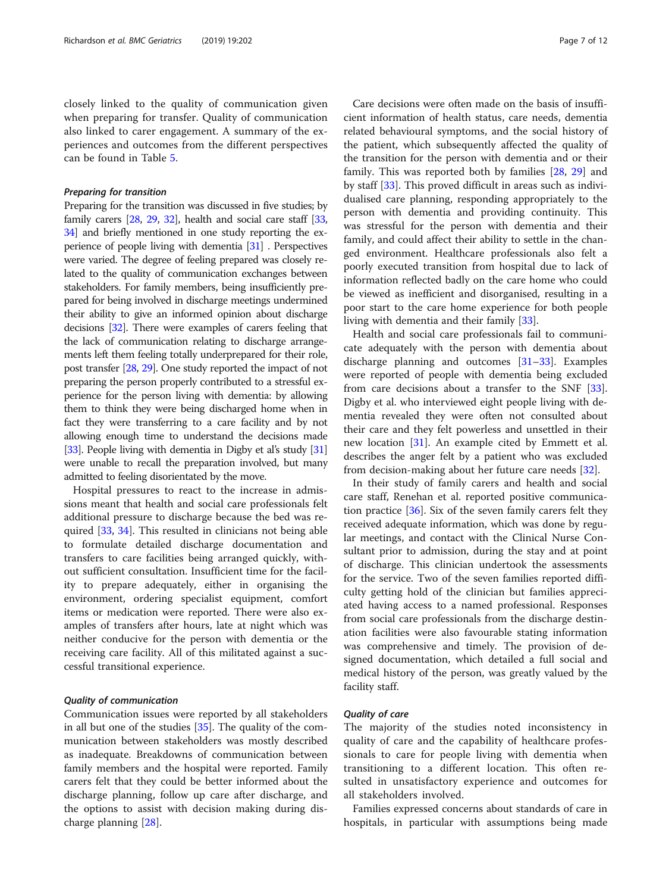closely linked to the quality of communication given when preparing for transfer. Quality of communication also linked to carer engagement. A summary of the experiences and outcomes from the different perspectives can be found in Table 5.

#### *Preparing for transition*

Preparing for the transition was discussed in five studies; by family carers [28, 29, 32], health and social care staff [33, 34] and briefly mentioned in one study reporting the experience of people living with dementia [31] . Perspectives were varied. The degree of feeling prepared was closely related to the quality of communication exchanges between stakeholders. For family members, being insufficiently prepared for being involved in discharge meetings undermined their ability to give an informed opinion about discharge decisions [32]. There were examples of carers feeling that the lack of communication relating to discharge arrangements left them feeling totally underprepared for their role, post transfer [28, 29]. One study reported the impact of not preparing the person properly contributed to a stressful experience for the person living with dementia: by allowing them to think they were being discharged home when in fact they were transferring to a care facility and by not allowing enough time to understand the decisions made [33]. People living with dementia in Digby et al's study [31] were unable to recall the preparation involved, but many admitted to feeling disorientated by the move.

Hospital pressures to react to the increase in admissions meant that health and social care professionals felt additional pressure to discharge because the bed was required [33, 34]. This resulted in clinicians not being able to formulate detailed discharge documentation and transfers to care facilities being arranged quickly, without sufficient consultation. Insufficient time for the facility to prepare adequately, either in organising the environment, ordering specialist equipment, comfort items or medication were reported. There were also examples of transfers after hours, late at night which was neither conducive for the person with dementia or the receiving care facility. All of this militated against a successful transitional experience.

#### *Quality of communication*

Communication issues were reported by all stakeholders in all but one of the studies [35]. The quality of the communication between stakeholders was mostly described as inadequate. Breakdowns of communication between family members and the hospital were reported. Family carers felt that they could be better informed about the discharge planning, follow up care after discharge, and the options to assist with decision making during discharge planning [28].

Care decisions were often made on the basis of insufficient information of health status, care needs, dementia related behavioural symptoms, and the social history of the patient, which subsequently affected the quality of the transition for the person with dementia and or their family. This was reported both by families [28, 29] and by staff [33]. This proved difficult in areas such as individualised care planning, responding appropriately to the person with dementia and providing continuity. This was stressful for the person with dementia and their family, and could affect their ability to settle in the changed environment. Healthcare professionals also felt a poorly executed transition from hospital due to lack of information reflected badly on the care home who could be viewed as inefficient and disorganised, resulting in a poor start to the care home experience for both people living with dementia and their family [33].

Health and social care professionals fail to communicate adequately with the person with dementia about discharge planning and outcomes [31–33]. Examples were reported of people with dementia being excluded from care decisions about a transfer to the SNF [33]. Digby et al. who interviewed eight people living with dementia revealed they were often not consulted about their care and they felt powerless and unsettled in their new location [31]. An example cited by Emmett et al. describes the anger felt by a patient who was excluded from decision-making about her future care needs [32].

In their study of family carers and health and social care staff, Renehan et al. reported positive communication practice [36]. Six of the seven family carers felt they received adequate information, which was done by regular meetings, and contact with the Clinical Nurse Consultant prior to admission, during the stay and at point of discharge. This clinician undertook the assessments for the service. Two of the seven families reported difficulty getting hold of the clinician but families appreciated having access to a named professional. Responses from social care professionals from the discharge destination facilities were also favourable stating information was comprehensive and timely. The provision of designed documentation, which detailed a full social and medical history of the person, was greatly valued by the facility staff.

#### *Quality of care*

The majority of the studies noted inconsistency in quality of care and the capability of healthcare professionals to care for people living with dementia when transitioning to a different location. This often resulted in unsatisfactory experience and outcomes for all stakeholders involved.

Families expressed concerns about standards of care in hospitals, in particular with assumptions being made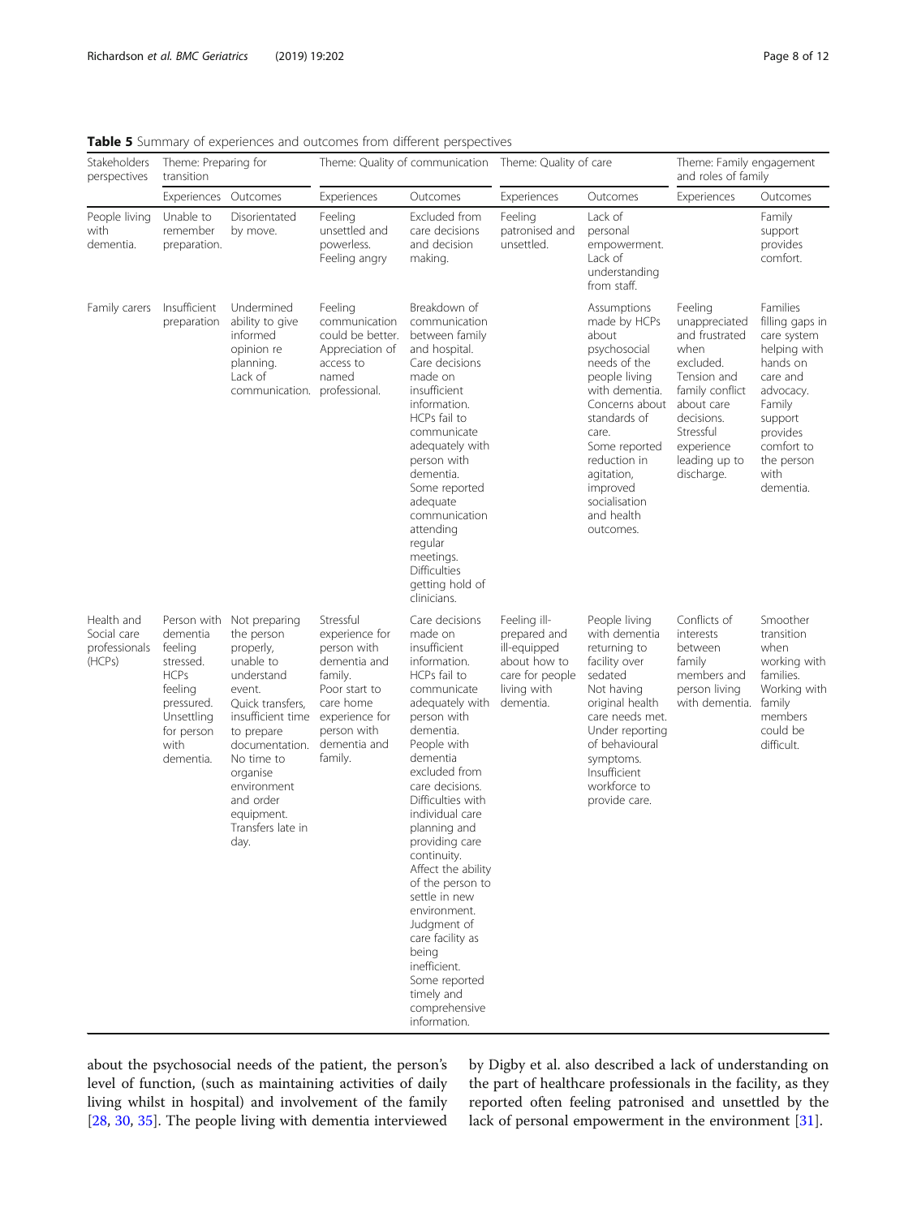**Table 5** Summary of experiences and outcomes from different perspectives

| Stakeholders perspectives | Theme: Preparing for transition | | Theme: Quality of communication | | Theme: Quality of care | | Theme: Family engagement and roles of family | |
|---|---|---|---|---|---|---|---|---|
| | Experiences | Outcomes | Experiences | Outcomes | Experiences | Outcomes | Experiences | Outcomes |
| People living with dementia. | Unable to remember preparation. | Disorientated by move. | Feeling unsettled and powerless. Feeling angry | Excluded from care decisions and decision making. | Feeling patronised and unsettled. | Lack of personal empowerment. Lack of understanding from staff. | | Family support provides comfort. |
| Family carers | Insufficient preparation | Undermined ability to give informed opinion re planning. Lack of communication. | Feeling communication could be better. Appreciation of access to named professional. | Breakdown of communication between family and hospital. Care decisions made on insufficient information. HCPs fail to communicate adequately with person with dementia. Some reported adequate communication attending regular meetings. Difficulties getting hold of clinicians. | | Assumptions made by HCPs about psychosocial needs of the people living with dementia. Concerns about standards of care. Some reported reduction in agitation, improved socialisation and health outcomes. | Feeling unappreciated and frustrated when excluded. Tension and family conflict about care decisions. Stressful experience leading up to discharge. | Families filling gaps in care system helping with hands on care and advocacy. Family support provides comfort to the person with dementia. |
| Health and Social care professionals (HCPs) | Person with dementia feeling stressed. HCPs feeling pressured. Unsettling for person with dementia. | Not preparing the person properly, unable to understand event. Quick transfers, insufficient time to prepare documentation. No time to organise environment and order equipment. Transfers late in day. | Stressful experience for person with dementia and family. Poor start to care home experience for person with dementia and family. | Care decisions made on insufficient information. HCPs fail to communicate adequately with person with dementia. People with dementia excluded from care decisions. Difficulties with individual care planning and providing care continuity. Affect the ability of the person to settle in new environment. Judgment of care facility as being inefficient. Some reported timely and comprehensive information. | Feeling ill-prepared and ill-equipped about how to care for people living with dementia. | People living with dementia returning to facility over sedated Not having original health care needs met. Under reporting of behavioural symptoms. Insufficient workforce to provide care. | Conflicts of interests between family members and person living with dementia. | Smoother transition when working with families. Working with family members could be difficult. |

about the psychosocial needs of the patient, the person's level of function, (such as maintaining activities of daily living whilst in hospital) and involvement of the family [28, 30, 35]. The people living with dementia interviewed by Digby et al. also described a lack of understanding on the part of healthcare professionals in the facility, as they reported often feeling patronised and unsettled by the lack of personal empowerment in the environment [31].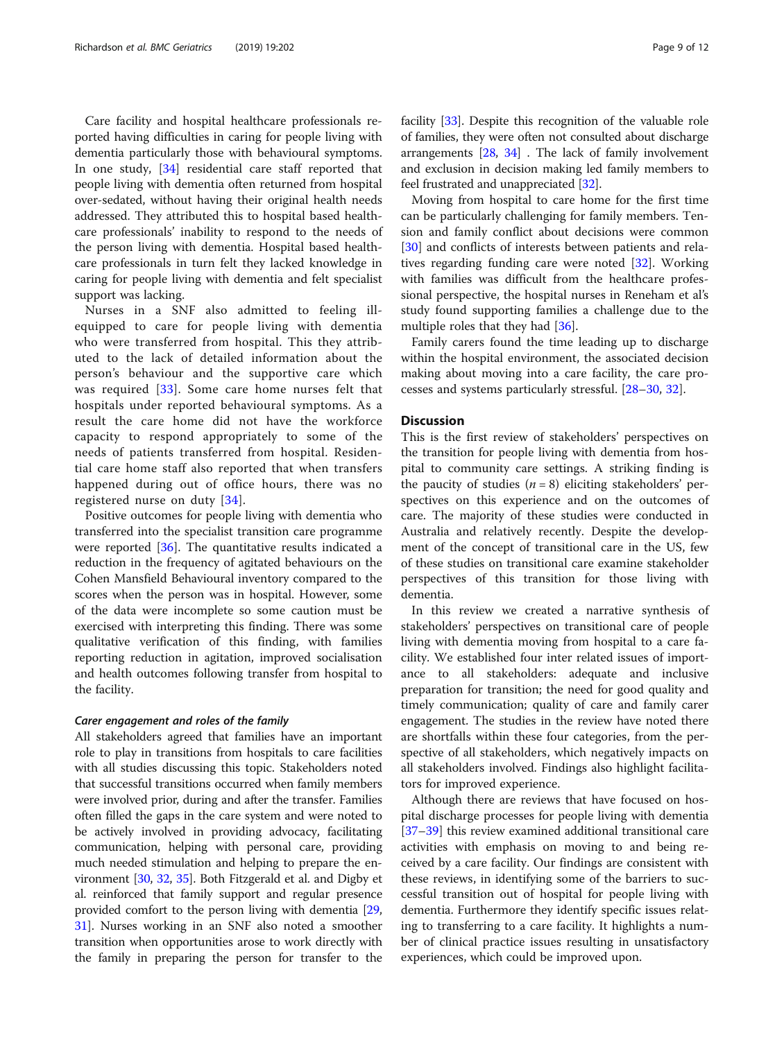Care facility and hospital healthcare professionals reported having difficulties in caring for people living with dementia particularly those with behavioural symptoms. In one study, [34] residential care staff reported that people living with dementia often returned from hospital over-sedated, without having their original health needs addressed. They attributed this to hospital based healthcare professionals' inability to respond to the needs of the person living with dementia. Hospital based healthcare professionals in turn felt they lacked knowledge in caring for people living with dementia and felt specialist support was lacking.

Nurses in a SNF also admitted to feeling ill-equipped to care for people living with dementia who were transferred from hospital. This they attributed to the lack of detailed information about the person's behaviour and the supportive care which was required [33]. Some care home nurses felt that hospitals under reported behavioural symptoms. As a result the care home did not have the workforce capacity to respond appropriately to some of the needs of patients transferred from hospital. Residential care home staff also reported that when transfers happened during out of office hours, there was no registered nurse on duty [34].

Positive outcomes for people living with dementia who transferred into the specialist transition care programme were reported [36]. The quantitative results indicated a reduction in the frequency of agitated behaviours on the Cohen Mansfield Behavioural inventory compared to the scores when the person was in hospital. However, some of the data were incomplete so some caution must be exercised with interpreting this finding. There was some qualitative verification of this finding, with families reporting reduction in agitation, improved socialisation and health outcomes following transfer from hospital to the facility.

#### *Carer engagement and roles of the family*

All stakeholders agreed that families have an important role to play in transitions from hospitals to care facilities with all studies discussing this topic. Stakeholders noted that successful transitions occurred when family members were involved prior, during and after the transfer. Families often filled the gaps in the care system and were noted to be actively involved in providing advocacy, facilitating communication, helping with personal care, providing much needed stimulation and helping to prepare the environment [30, 32, 35]. Both Fitzgerald et al. and Digby et al. reinforced that family support and regular presence provided comfort to the person living with dementia [29, 31]. Nurses working in an SNF also noted a smoother transition when opportunities arose to work directly with the family in preparing the person for transfer to the facility [33]. Despite this recognition of the valuable role of families, they were often not consulted about discharge arrangements [28, 34] . The lack of family involvement and exclusion in decision making led family members to feel frustrated and unappreciated [32].

Moving from hospital to care home for the first time can be particularly challenging for family members. Tension and family conflict about decisions were common [30] and conflicts of interests between patients and relatives regarding funding care were noted [32]. Working with families was difficult from the healthcare professional perspective, the hospital nurses in Reneham et al's study found supporting families a challenge due to the multiple roles that they had [36].

Family carers found the time leading up to discharge within the hospital environment, the associated decision making about moving into a care facility, the care processes and systems particularly stressful. [28–30, 32].

## Discussion

This is the first review of stakeholders' perspectives on the transition for people living with dementia from hospital to community care settings. A striking finding is the paucity of studies ($n = 8$) eliciting stakeholders' perspectives on this experience and on the outcomes of care. The majority of these studies were conducted in Australia and relatively recently. Despite the development of the concept of transitional care in the US, few of these studies on transitional care examine stakeholder perspectives of this transition for those living with dementia.

In this review we created a narrative synthesis of stakeholders' perspectives on transitional care of people living with dementia moving from hospital to a care facility. We established four inter related issues of importance to all stakeholders: adequate and inclusive preparation for transition; the need for good quality and timely communication; quality of care and family carer engagement. The studies in the review have noted there are shortfalls within these four categories, from the perspective of all stakeholders, which negatively impacts on all stakeholders involved. Findings also highlight facilitators for improved experience.

Although there are reviews that have focused on hospital discharge processes for people living with dementia [37–39] this review examined additional transitional care activities with emphasis on moving to and being received by a care facility. Our findings are consistent with these reviews, in identifying some of the barriers to successful transition out of hospital for people living with dementia. Furthermore they identify specific issues relating to transferring to a care facility. It highlights a number of clinical practice issues resulting in unsatisfactory experiences, which could be improved upon.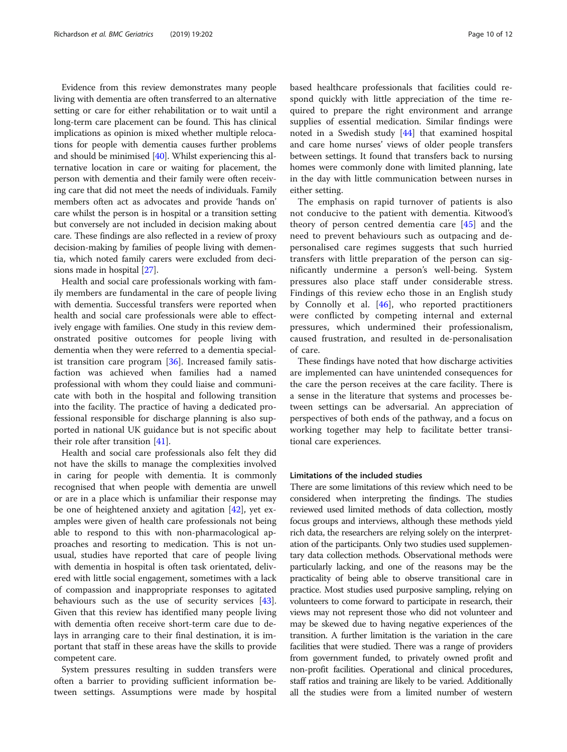Evidence from this review demonstrates many people living with dementia are often transferred to an alternative setting or care for either rehabilitation or to wait until a long-term care placement can be found. This has clinical implications as opinion is mixed whether multiple relocations for people with dementia causes further problems and should be minimised [40]. Whilst experiencing this alternative location in care or waiting for placement, the person with dementia and their family were often receiving care that did not meet the needs of individuals. Family members often act as advocates and provide 'hands on' care whilst the person is in hospital or a transition setting but conversely are not included in decision making about care. These findings are also reflected in a review of proxy decision-making by families of people living with dementia, which noted family carers were excluded from decisions made in hospital [27].

Health and social care professionals working with family members are fundamental in the care of people living with dementia. Successful transfers were reported when health and social care professionals were able to effectively engage with families. One study in this review demonstrated positive outcomes for people living with dementia when they were referred to a dementia specialist transition care program [36]. Increased family satisfaction was achieved when families had a named professional with whom they could liaise and communicate with both in the hospital and following transition into the facility. The practice of having a dedicated professional responsible for discharge planning is also supported in national UK guidance but is not specific about their role after transition [41].

Health and social care professionals also felt they did not have the skills to manage the complexities involved in caring for people with dementia. It is commonly recognised that when people with dementia are unwell or are in a place which is unfamiliar their response may be one of heightened anxiety and agitation [42], yet examples were given of health care professionals not being able to respond to this with non-pharmacological approaches and resorting to medication. This is not unusual, studies have reported that care of people living with dementia in hospital is often task orientated, delivered with little social engagement, sometimes with a lack of compassion and inappropriate responses to agitated behaviours such as the use of security services [43]. Given that this review has identified many people living with dementia often receive short-term care due to delays in arranging care to their final destination, it is important that staff in these areas have the skills to provide competent care.

System pressures resulting in sudden transfers were often a barrier to providing sufficient information between settings. Assumptions were made by hospital based healthcare professionals that facilities could respond quickly with little appreciation of the time required to prepare the right environment and arrange supplies of essential medication. Similar findings were noted in a Swedish study [44] that examined hospital and care home nurses' views of older people transfers between settings. It found that transfers back to nursing homes were commonly done with limited planning, late in the day with little communication between nurses in either setting.

The emphasis on rapid turnover of patients is also not conducive to the patient with dementia. Kitwood's theory of person centred dementia care [45] and the need to prevent behaviours such as outpacing and depersonalised care regimes suggests that such hurried transfers with little preparation of the person can significantly undermine a person's well-being. System pressures also place staff under considerable stress. Findings of this review echo those in an English study by Connolly et al. [46], who reported practitioners were conflicted by competing internal and external pressures, which undermined their professionalism, caused frustration, and resulted in de-personalisation of care.

These findings have noted that how discharge activities are implemented can have unintended consequences for the care the person receives at the care facility. There is a sense in the literature that systems and processes between settings can be adversarial. An appreciation of perspectives of both ends of the pathway, and a focus on working together may help to facilitate better transitional care experiences.

### Limitations of the included studies

There are some limitations of this review which need to be considered when interpreting the findings. The studies reviewed used limited methods of data collection, mostly focus groups and interviews, although these methods yield rich data, the researchers are relying solely on the interpretation of the participants. Only two studies used supplementary data collection methods. Observational methods were particularly lacking, and one of the reasons may be the practicality of being able to observe transitional care in practice. Most studies used purposive sampling, relying on volunteers to come forward to participate in research, their views may not represent those who did not volunteer and may be skewed due to having negative experiences of the transition. A further limitation is the variation in the care facilities that were studied. There was a range of providers from government funded, to privately owned profit and non-profit facilities. Operational and clinical procedures, staff ratios and training are likely to be varied. Additionally all the studies were from a limited number of western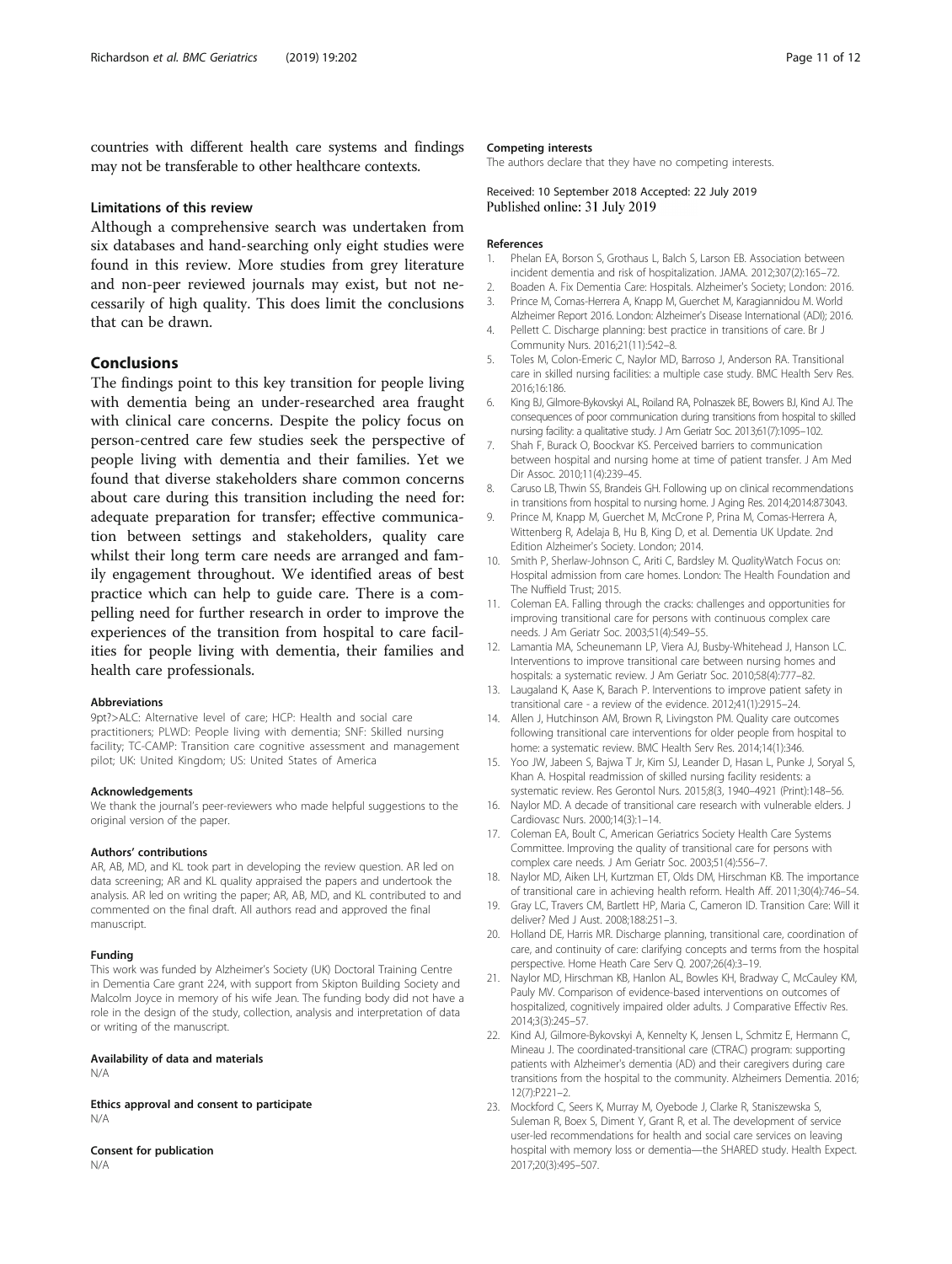countries with different health care systems and findings may not be transferable to other healthcare contexts.

### Limitations of this review

Although a comprehensive search was undertaken from six databases and hand-searching only eight studies were found in this review. More studies from grey literature and non-peer reviewed journals may exist, but not necessarily of high quality. This does limit the conclusions that can be drawn.

## Conclusions

The findings point to this key transition for people living with dementia being an under-researched area fraught with clinical care concerns. Despite the policy focus on person-centred care few studies seek the perspective of people living with dementia and their families. Yet we found that diverse stakeholders share common concerns about care during this transition including the need for: adequate preparation for transfer; effective communication between settings and stakeholders, quality care whilst their long term care needs are arranged and family engagement throughout. We identified areas of best practice which can help to guide care. There is a compelling need for further research in order to improve the experiences of the transition from hospital to care facilities for people living with dementia, their families and health care professionals.

#### Abbreviations

9pt?>ALC: Alternative level of care; HCP: Health and social care practitioners; PLWD: People living with dementia; SNF: Skilled nursing facility; TC-CAMP: Transition care cognitive assessment and management pilot; UK: United Kingdom; US: United States of America

#### Acknowledgements

We thank the journal's peer-reviewers who made helpful suggestions to the original version of the paper.

#### Authors' contributions

AR, AB, MD, and KL took part in developing the review question. AR led on data screening; AR and KL quality appraised the papers and undertook the analysis. AR led on writing the paper; AR, AB, MD, and KL contributed to and commented on the final draft. All authors read and approved the final manuscript.

#### Funding

This work was funded by Alzheimer's Society (UK) Doctoral Training Centre in Dementia Care grant 224, with support from Skipton Building Society and Malcolm Joyce in memory of his wife Jean. The funding body did not have a role in the design of the study, collection, analysis and interpretation of data or writing of the manuscript.

#### Availability of data and materials

N/A

#### Ethics approval and consent to participate

N/A

#### Consent for publication

N/A

#### Competing interests

The authors declare that they have no competing interests.

Received: 10 September 2018 Accepted: 22 July 2019
Published online: 31 July 2019

#### References

1. Phelan EA, Borson S, Grothaus L, Balch S, Larson EB. Association between incident dementia and risk of hospitalization. JAMA. 2012;307(2):165–72.
2. Boaden A. Fix Dementia Care: Hospitals. Alzheimer's Society; London: 2016.
3. Prince M, Comas-Herrera A, Knapp M, Guerchet M, Karagiannidou M. World Alzheimer Report 2016. London: Alzheimer's Disease International (ADI); 2016.
4. Pellett C. Discharge planning: best practice in transitions of care. Br J Community Nurs. 2016;21(11):542–8.
5. Toles M, Colon-Emeric C, Naylor MD, Barroso J, Anderson RA. Transitional care in skilled nursing facilities: a multiple case study. BMC Health Serv Res. 2016;16:186.
6. King BJ, Gilmore-Bykovskyi AL, Roiland RA, Polnaszek BE, Bowers BJ, Kind AJ. The consequences of poor communication during transitions from hospital to skilled nursing facility: a qualitative study. J Am Geriatr Soc. 2013;61(7):1095–102.
7. Shah F, Burack O, Boockvar KS. Perceived barriers to communication between hospital and nursing home at time of patient transfer. J Am Med Dir Assoc. 2010;11(4):239–45.
8. Caruso LB, Thwin SS, Brandeis GH. Following up on clinical recommendations in transitions from hospital to nursing home. J Aging Res. 2014;2014:873043.
9. Prince M, Knapp M, Guerchet M, McCrone P, Prina M, Comas-Herrera A, Wittenberg R, Adelaja B, Hu B, King D, et al. Dementia UK Update. 2nd Edition Alzheimer's Society. London; 2014.
10. Smith P, Sherlaw-Johnson C, Ariti C, Bardsley M. QualityWatch Focus on: Hospital admission from care homes. London: The Health Foundation and The Nuffield Trust; 2015.
11. Coleman EA. Falling through the cracks: challenges and opportunities for improving transitional care for persons with continuous complex care needs. J Am Geriatr Soc. 2003;51(4):549–55.
12. Lamantia MA, Scheunemann LP, Viera AJ, Busby-Whitehead J, Hanson LC. Interventions to improve transitional care between nursing homes and hospitals: a systematic review. J Am Geriatr Soc. 2010;58(4):777–82.
13. Laugaland K, Aase K, Barach P. Interventions to improve patient safety in transitional care - a review of the evidence. 2012;41(1):2915–24.
14. Allen J, Hutchinson AM, Brown R, Livingston PM. Quality care outcomes following transitional care interventions for older people from hospital to home: a systematic review. BMC Health Serv Res. 2014;14(1):346.
15. Yoo JW, Jabeen S, Bajwa T Jr, Kim SJ, Leander D, Hasan L, Punke J, Soryal S, Khan A. Hospital readmission of skilled nursing facility residents: a systematic review. Res Gerontol Nurs. 2015;8(3, 1940–4921 (Print):148–56.
16. Naylor MD. A decade of transitional care research with vulnerable elders. J Cardiovasc Nurs. 2000;14(3):1–14.
17. Coleman EA, Boult C, American Geriatrics Society Health Care Systems Committee. Improving the quality of transitional care for persons with complex care needs. J Am Geriatr Soc. 2003;51(4):556–7.
18. Naylor MD, Aiken LH, Kurtzman ET, Olds DM, Hirschman KB. The importance of transitional care in achieving health reform. Health Aff. 2011;30(4):746–54.
19. Gray LC, Travers CM, Bartlett HP, Maria C, Cameron ID. Transition Care: Will it deliver? Med J Aust. 2008;188:251–3.
20. Holland DE, Harris MR. Discharge planning, transitional care, coordination of care, and continuity of care: clarifying concepts and terms from the hospital perspective. Home Heath Care Serv Q. 2007;26(4):3–19.
21. Naylor MD, Hirschman KB, Hanlon AL, Bowles KH, Bradway C, McCauley KM, Pauly MV. Comparison of evidence-based interventions on outcomes of hospitalized, cognitively impaired older adults. J Comparative Effectiv Res. 2014;3(3):245–57.
22. Kind AJ, Gilmore-Bykovskyi A, Kennelty K, Jensen L, Schmitz E, Hermann C, Mineau J. The coordinated-transitional care (CTRAC) program: supporting patients with Alzheimer's dementia (AD) and their caregivers during care transitions from the hospital to the community. Alzheimers Dementia. 2016; 12(7):P221–2.
23. Mockford C, Seers K, Murray M, Oyebode J, Clarke R, Staniszewska S, Suleman R, Boex S, Diment Y, Grant R, et al. The development of service user-led recommendations for health and social care services on leaving hospital with memory loss or dementia—the SHARED study. Health Expect. 2017;20(3):495–507.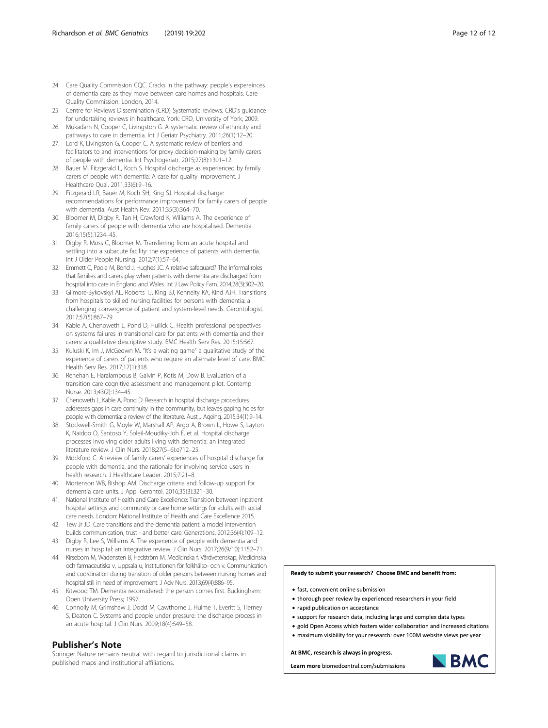24. Care Quality Commission CQC. Cracks in the pathway: people's expereinces of dementia care as they move between care homes and hospitals. Care Quality Commission: London, 2014.
25. Centre for Reviews Dissemination (CRD) Systematic reviews. CRD's guidance for undertaking reviews in healthcare. York: CRD, University of York; 2009.
26. Mukadam N, Cooper C, Livingston G. A systematic review of ethnicity and pathways to care in dementia. Int J Geriatr Psychiatry. 2011;26(1):12–20.
27. Lord K, Livingston G, Cooper C. A systematic review of barriers and facilitators to and interventions for proxy decision-making by family carers of people with dementia. Int Psychogeriatr. 2015;27(8):1301–12.
28. Bauer M, Fitzgerald L, Koch S. Hospital discharge as experienced by family carers of people with dementia: A case for quality improvement. J Healthcare Qual. 2011;33(6):9–16.
29. Fitzgerald LR, Bauer M, Koch SH, King SJ. Hospital discharge: recommendations for performance improvement for family carers of people with dementia. Aust Health Rev. 2011;35(3):364–70.
30. Bloomer M, Digby R, Tan H, Crawford K, Williams A. The experience of family carers of people with dementia who are hospitalised. Dementia. 2016;15(5):1234–45.
31. Digby R, Moss C, Bloomer M. Transferring from an acute hospital and settling into a subacute facility: the experience of patients with dementia. Int J Older People Nursing. 2012;7(1):57–64.
32. Emmett C, Poole M, Bond J, Hughes JC. A relative safeguard? The informal roles that families and carers play when patients with dementia are discharged from hospital into care in England and Wales. Int J Law Policy Fam. 2014;28(3):302–20.
33. Gilmore-Bykovskyi AL, Roberts TJ, King BJ, Kennelty KA, Kind AJH. Transitions from hospitals to skilled nursing facilities for persons with dementia: a challenging convergence of patient and system-level needs. Gerontologist. 2017;57(5):867–79.
34. Kable A, Chenoweth L, Pond D, Hullick C. Health professional perspectives on systems failures in transitional care for patients with dementia and their carers: a qualitative descriptive study. BMC Health Serv Res. 2015;15:567.
35. Kuluski K, Im J, McGeown M. "It's a waiting game" a qualitative study of the experience of carers of patients who require an alternate level of care. BMC Health Serv Res. 2017;17(1):318.
36. Renehan E, Haralambous B, Galvin P, Kotis M, Dow B. Evaluation of a transition care cognitive assessment and management pilot. Contemp Nurse. 2013;43(2):134–45.
37. Chenoweth L, Kable A, Pond D. Research in hospital discharge procedures addresses gaps in care continuity in the community, but leaves gaping holes for people with dementia: a review of the literature. Aust J Ageing. 2015;34(1):9–14.
38. Stockwell-Smith G, Moyle W, Marshall AP, Argo A, Brown L, Howe S, Layton K, Naidoo O, Santoso Y, Soleil-Moudiky-Joh E, et al. Hospital discharge processes involving older adults living with dementia: an integrated literature review. J Clin Nurs. 2018;27(5–6):e712–25.
39. Mockford C. A review of family carers' experiences of hospital discharge for people with dementia, and the rationale for involving service users in health research. J Healthcare Leader. 2015;7:21–8.
40. Mortenson WB, Bishop AM. Discharge criteria and follow-up support for dementia care units. J Appl Gerontol. 2016;35(3):321–30.
41. National Institute of Health and Care Excellence: Transition between inpatient hospital settings and community or care home settings for adults with social care needs. London: National Institute of Health and Care Excellence 2015.
42. Tew Jr JD. Care transitions and the dementia patient: a model intervention builds communication, trust - and better care. Generations. 2012;36(4):109–12.
43. Digby R, Lee S, Williams A. The experience of people with dementia and nurses in hospital: an integrative review. J Clin Nurs. 2017;26(9/10):1152–71.
44. Kirsebom M, Wadensten B, Hedström M, Medicinska f, Vårdvetenskap, Medicinska och farmaceutiska v, Uppsala u, Institutionen för folkhälso- och v. Communication and coordination during transition of older persons between nursing homes and hospital still in need of improvement. J Adv Nurs. 2013;69(4):886–95.
45. Kitwood TM. Dementia reconsidered: the person comes first. Buckingham: Open University Press; 1997.
46. Connolly M, Grimshaw J, Dodd M, Cawthorne J, Hulme T, Everitt S, Tierney S, Deaton C. Systems and people under pressure: the discharge process in an acute hospital. J Clin Nurs. 2009;18(4):549–58.

## Publisher's Note

Springer Nature remains neutral with regard to jurisdictional claims in published maps and institutional affiliations.

**Ready to submit your research? Choose BMC and benefit from:**

- fast, convenient online submission
- thorough peer review by experienced researchers in your field
- rapid publication on acceptance
- support for research data, including large and complex data types
- gold Open Access which fosters wider collaboration and increased citations
- maximum visibility for your research: over 100M website views per year

**At BMC, research is always in progress.**

**Learn more** biomedcentral.com/submissions

BMC